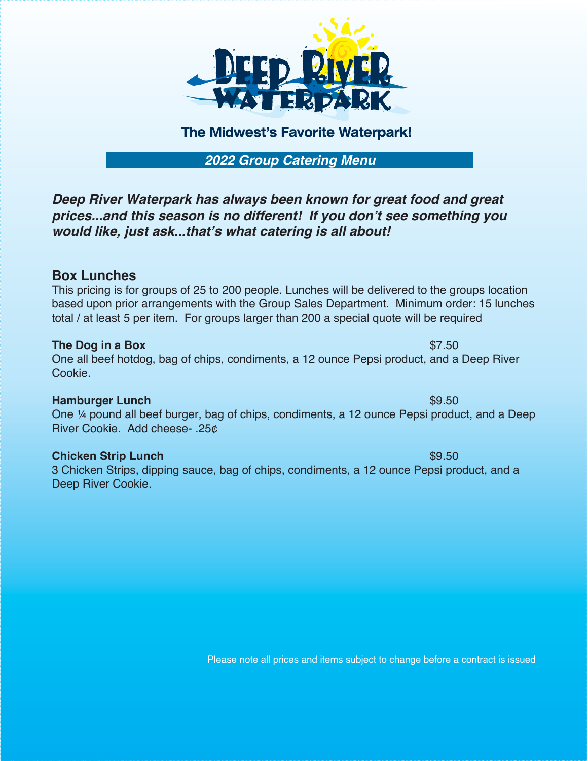# Deep River Waterpark

**The Midwest's Favorite Waterpark!**

***2022 Group Catering Menu***

***Deep River Waterpark has always been known for great food and great prices...and this season is no different! If you don't see something you would like, just ask...that's what catering is all about!***

## Box Lunches

This pricing is for groups of 25 to 200 people. Lunches will be delivered to the groups location based upon prior arrangements with the Group Sales Department. Minimum order: 15 lunches total / at least 5 per item. For groups larger than 200 a special quote will be required

**The Dog in a Box** $7.50

One all beef hotdog, bag of chips, condiments, a 12 ounce Pepsi product, and a Deep River Cookie.

**Hamburger Lunch** $9.50

One ¼ pound all beef burger, bag of chips, condiments, a 12 ounce Pepsi product, and a Deep River Cookie. Add cheese- .25¢

**Chicken Strip Lunch** $9.50

3 Chicken Strips, dipping sauce, bag of chips, condiments, a 12 ounce Pepsi product, and a Deep River Cookie.

Please note all prices and items subject to change before a contract is issued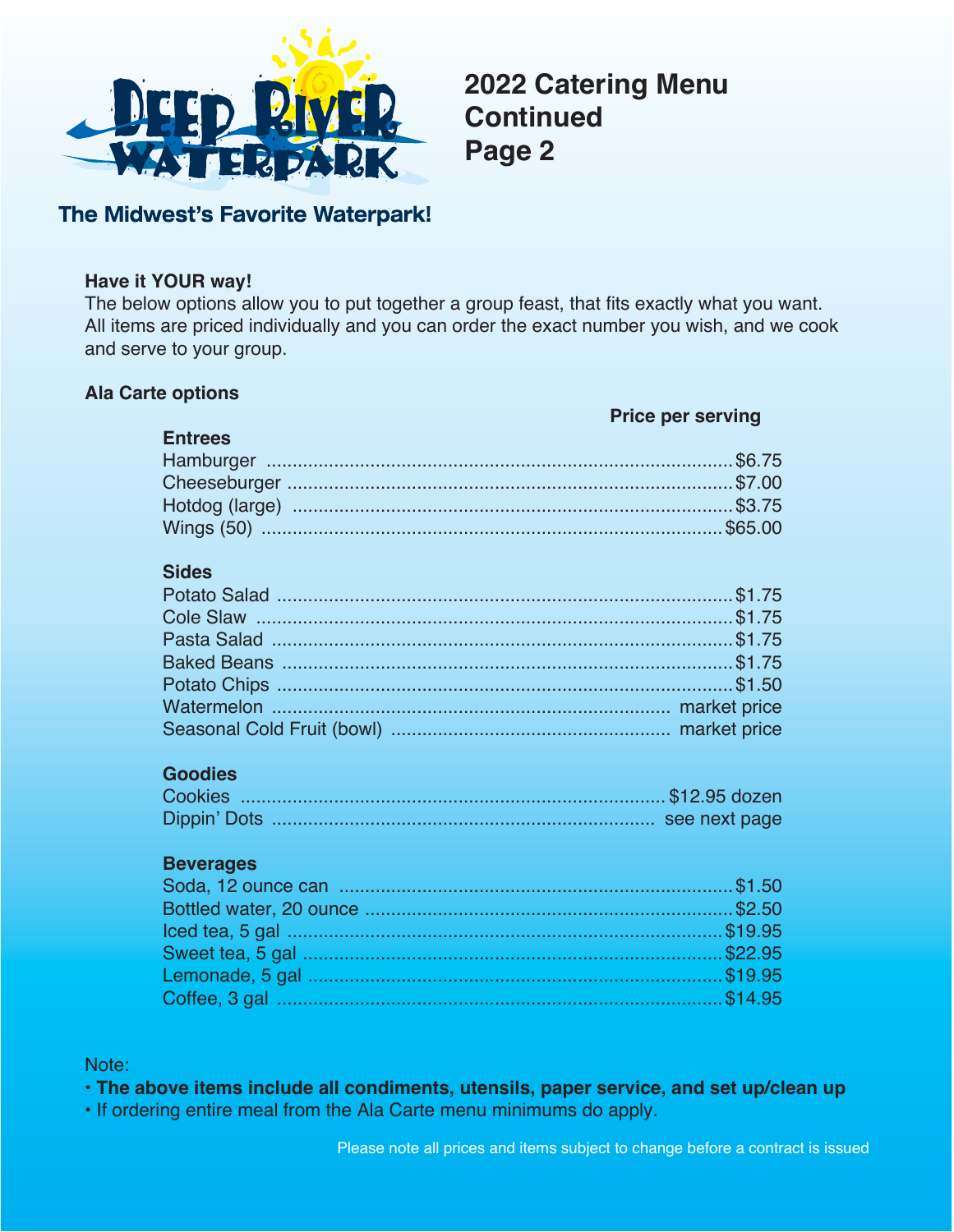# 2022 Catering Menu Continued Page 2

**The Midwest's Favorite Waterpark!**

**Have it YOUR way!**

The below options allow you to put together a group feast, that fits exactly what you want. All items are priced individually and you can order the exact number you wish, and we cook and serve to your group.

## Ala Carte options

| | Price per serving |
|---|---|
| **Entrees** | |
| Hamburger | $6.75 |
| Cheeseburger | $7.00 |
| Hotdog (large) | $3.75 |
| Wings (50) | $65.00 |
| **Sides** | |
| Potato Salad | $1.75 |
| Cole Slaw | $1.75 |
| Pasta Salad | $1.75 |
| Baked Beans | $1.75 |
| Potato Chips | $1.50 |
| Watermelon | market price |
| Seasonal Cold Fruit (bowl) | market price |
| **Goodies** | |
| Cookies | $12.95 dozen |
| Dippin' Dots | see next page |
| **Beverages** | |
| Soda, 12 ounce can | $1.50 |
| Bottled water, 20 ounce | $2.50 |
| Iced tea, 5 gal | $19.95 |
| Sweet tea, 5 gal | $22.95 |
| Lemonade, 5 gal | $19.95 |
| Coffee, 3 gal | $14.95 |

Note:

- **The above items include all condiments, utensils, paper service, and set up/clean up**
- If ordering entire meal from the Ala Carte menu minimums do apply.

Please note all prices and items subject to change before a contract is issued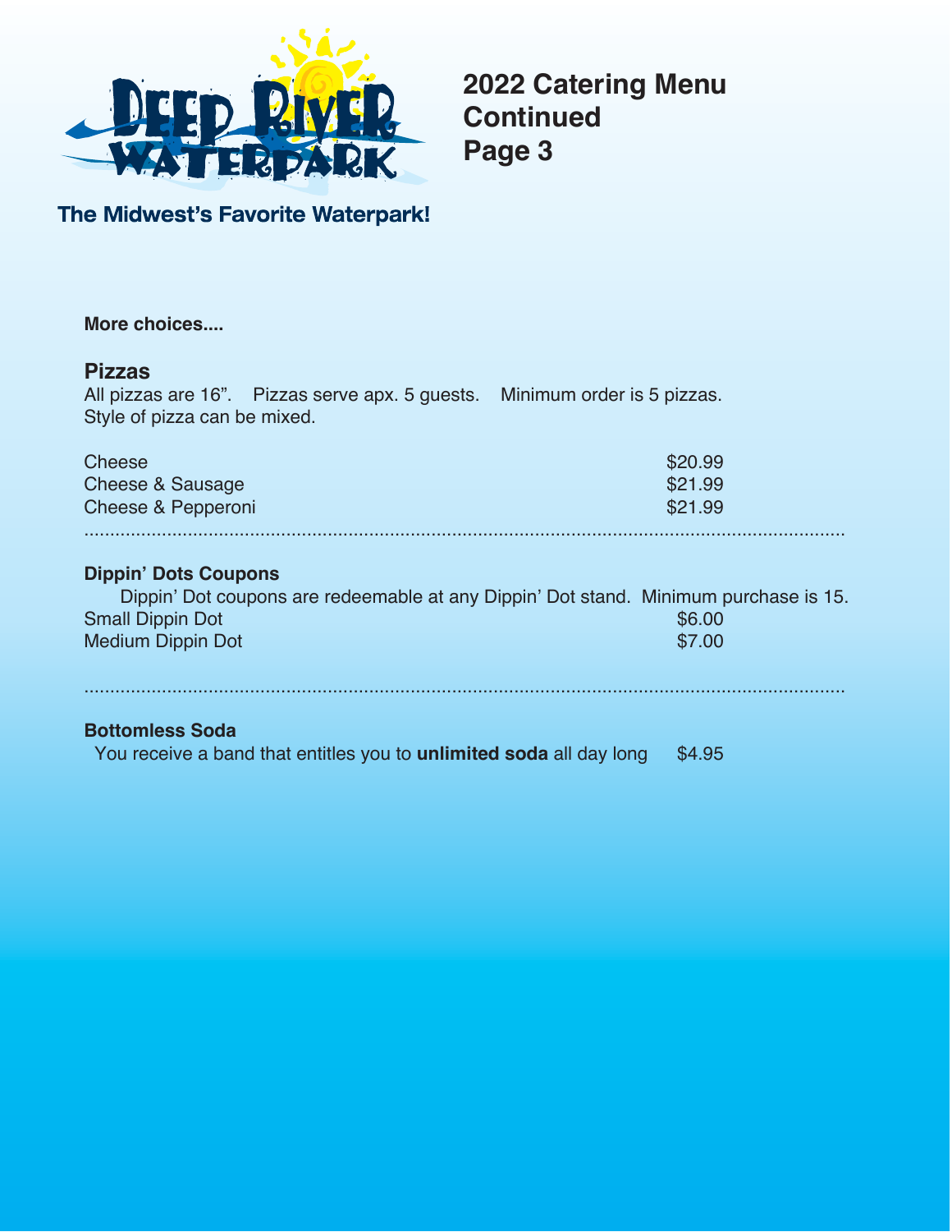# 2022 Catering Menu Continued Page 3

**The Midwest's Favorite Waterpark!**

**More choices....**

## Pizzas

All pizzas are 16". Pizzas serve apx. 5 guests. Minimum order is 5 pizzas. Style of pizza can be mixed.

| | |
|---|---|
| Cheese | $20.99 |
| Cheese & Sausage | $21.99 |
| Cheese & Pepperoni | $21.99 |

## Dippin' Dots Coupons

Dippin' Dot coupons are redeemable at any Dippin' Dot stand. Minimum purchase is 15.

| | |
|---|---|
| Small Dippin Dot | $6.00 |
| Medium Dippin Dot | $7.00 |

## Bottomless Soda

You receive a band that entitles you to **unlimited soda** all day long $4.95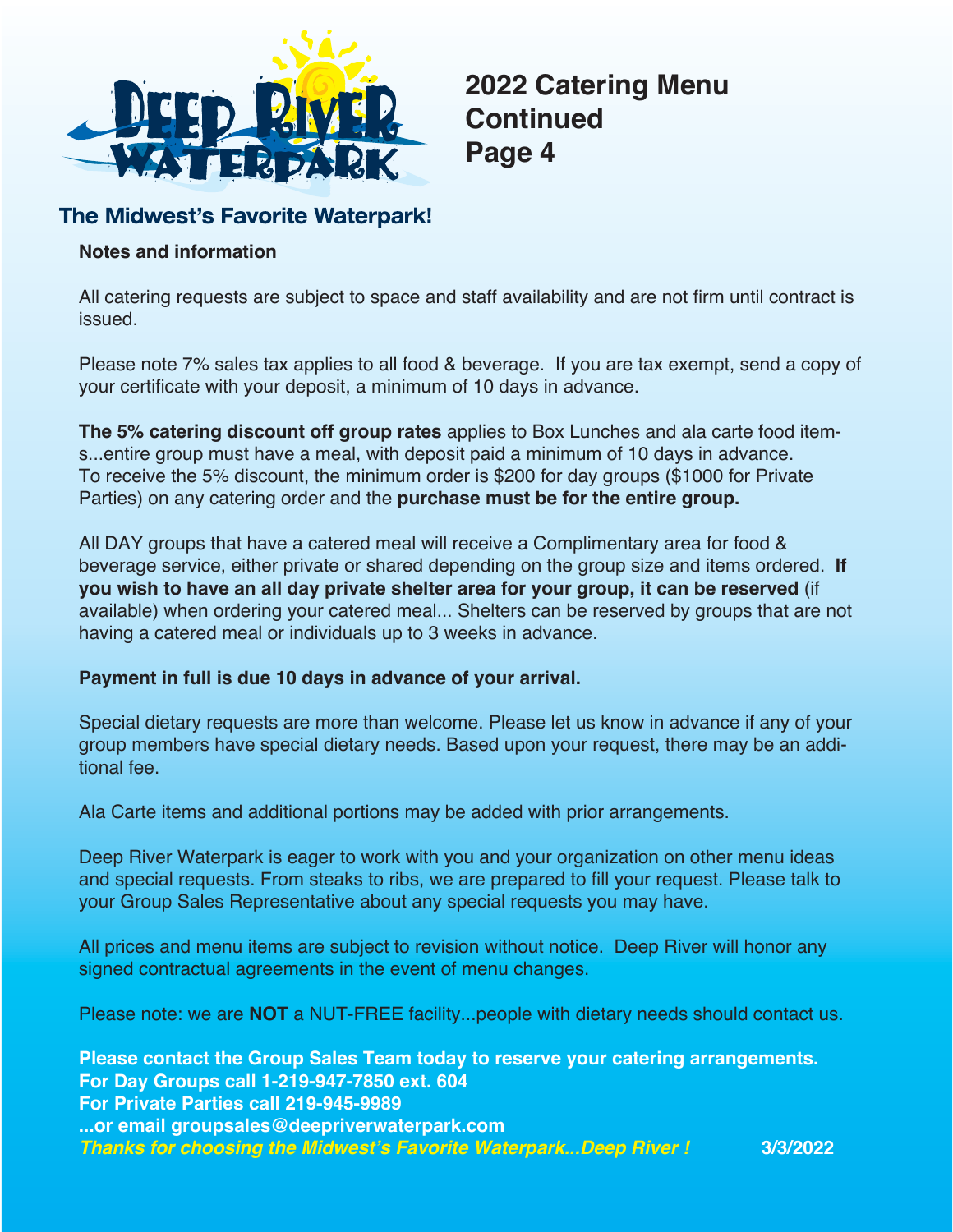# 2022 Catering Menu Continued Page 4

**The Midwest's Favorite Waterpark!**

**Notes and information**

All catering requests are subject to space and staff availability and are not firm until contract is issued.

Please note 7% sales tax applies to all food & beverage. If you are tax exempt, send a copy of your certificate with your deposit, a minimum of 10 days in advance.

**The 5% catering discount off group rates** applies to Box Lunches and ala carte food items...entire group must have a meal, with deposit paid a minimum of 10 days in advance. To receive the 5% discount, the minimum order is $200 for day groups ($1000 for Private Parties) on any catering order and the **purchase must be for the entire group.**

All DAY groups that have a catered meal will receive a Complimentary area for food & beverage service, either private or shared depending on the group size and items ordered. **If you wish to have an all day private shelter area for your group, it can be reserved** (if available) when ordering your catered meal... Shelters can be reserved by groups that are not having a catered meal or individuals up to 3 weeks in advance.

**Payment in full is due 10 days in advance of your arrival.**

Special dietary requests are more than welcome. Please let us know in advance if any of your group members have special dietary needs. Based upon your request, there may be an additional fee.

Ala Carte items and additional portions may be added with prior arrangements.

Deep River Waterpark is eager to work with you and your organization on other menu ideas and special requests. From steaks to ribs, we are prepared to fill your request. Please talk to your Group Sales Representative about any special requests you may have.

All prices and menu items are subject to revision without notice. Deep River will honor any signed contractual agreements in the event of menu changes.

Please note: we are **NOT** a NUT-FREE facility...people with dietary needs should contact us.

**Please contact the Group Sales Team today to reserve your catering arrangements.**
**For Day Groups call 1-219-947-7850 ext. 604**
**For Private Parties call 219-945-9989**
**...or email groupsales@deepriverwaterpark.com**
***Thanks for choosing the Midwest's Favorite Waterpark...Deep River !*** **3/3/2022**